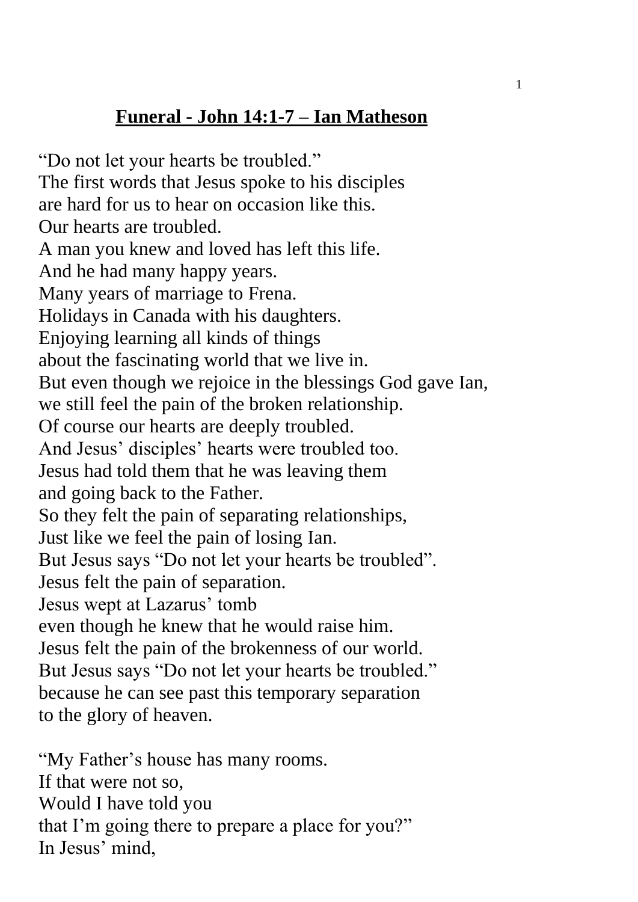# **Funeral - John 14:1-7 – Ian Matheson**

"Do not let your hearts be troubled."
The first words that Jesus spoke to his disciples
are hard for us to hear on occasion like this.
Our hearts are troubled.
A man you knew and loved has left this life.
And he had many happy years.
Many years of marriage to Frena.
Holidays in Canada with his daughters.
Enjoying learning all kinds of things
about the fascinating world that we live in.
But even though we rejoice in the blessings God gave Ian,
we still feel the pain of the broken relationship.
Of course our hearts are deeply troubled.
And Jesus' disciples' hearts were troubled too.
Jesus had told them that he was leaving them
and going back to the Father.
So they felt the pain of separating relationships,
Just like we feel the pain of losing Ian.
But Jesus says "Do not let your hearts be troubled".
Jesus felt the pain of separation.
Jesus wept at Lazarus' tomb
even though he knew that he would raise him.
Jesus felt the pain of the brokenness of our world.
But Jesus says "Do not let your hearts be troubled."
because he can see past this temporary separation
to the glory of heaven.

"My Father's house has many rooms.
If that were not so,
Would I have told you
that I'm going there to prepare a place for you?"
In Jesus' mind,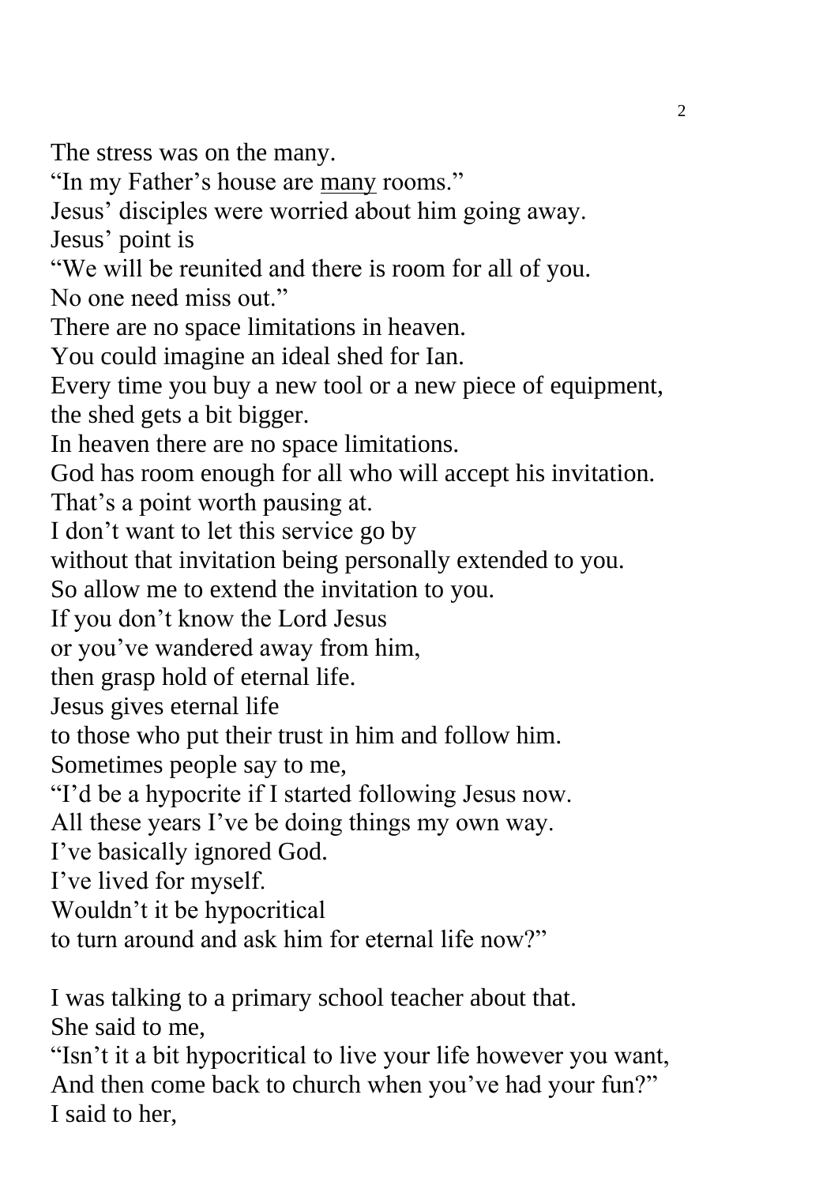The stress was on the many.  
"In my Father's house are <u>many</u> rooms."  
Jesus' disciples were worried about him going away.  
Jesus' point is  
"We will be reunited and there is room for all of you.  
No one need miss out."  
There are no space limitations in heaven.  
You could imagine an ideal shed for Ian.  
Every time you buy a new tool or a new piece of equipment,  
the shed gets a bit bigger.  
In heaven there are no space limitations.  
God has room enough for all who will accept his invitation.  
That's a point worth pausing at.  
I don't want to let this service go by  
without that invitation being personally extended to you.  
So allow me to extend the invitation to you.  
If you don't know the Lord Jesus  
or you've wandered away from him,  
then grasp hold of eternal life.  
Jesus gives eternal life  
to those who put their trust in him and follow him.  
Sometimes people say to me,  
"I'd be a hypocrite if I started following Jesus now.  
All these years I've be doing things my own way.  
I've basically ignored God.  
I've lived for myself.  
Wouldn't it be hypocritical  
to turn around and ask him for eternal life now?"

I was talking to a primary school teacher about that.  
She said to me,  
"Isn't it a bit hypocritical to live your life however you want,  
And then come back to church when you've had your fun?"  
I said to her,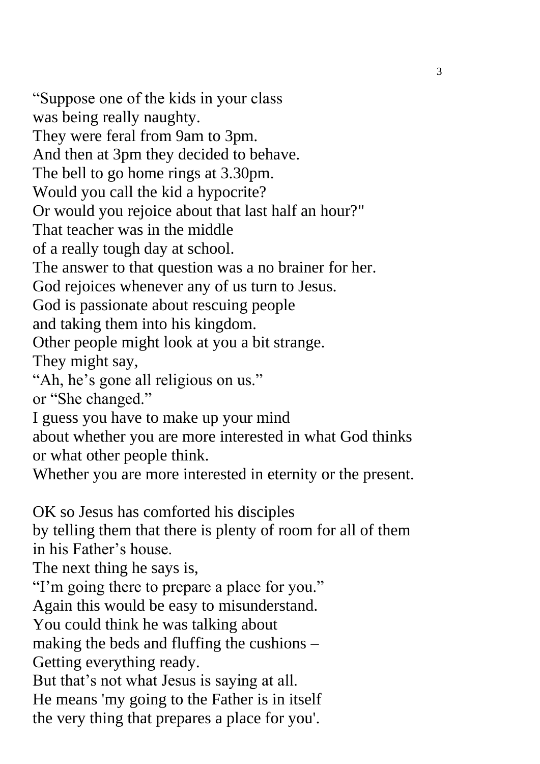"Suppose one of the kids in your class
was being really naughty.
They were feral from 9am to 3pm.
And then at 3pm they decided to behave.
The bell to go home rings at 3.30pm.
Would you call the kid a hypocrite?
Or would you rejoice about that last half an hour?"
That teacher was in the middle
of a really tough day at school.
The answer to that question was a no brainer for her.
God rejoices whenever any of us turn to Jesus.
God is passionate about rescuing people
and taking them into his kingdom.
Other people might look at you a bit strange.
They might say,
"Ah, he's gone all religious on us."
or "She changed."
I guess you have to make up your mind
about whether you are more interested in what God thinks
or what other people think.
Whether you are more interested in eternity or the present.

OK so Jesus has comforted his disciples
by telling them that there is plenty of room for all of them
in his Father's house.
The next thing he says is,
"I'm going there to prepare a place for you."
Again this would be easy to misunderstand.
You could think he was talking about
making the beds and fluffing the cushions –
Getting everything ready.
But that's not what Jesus is saying at all.
He means 'my going to the Father is in itself
the very thing that prepares a place for you'.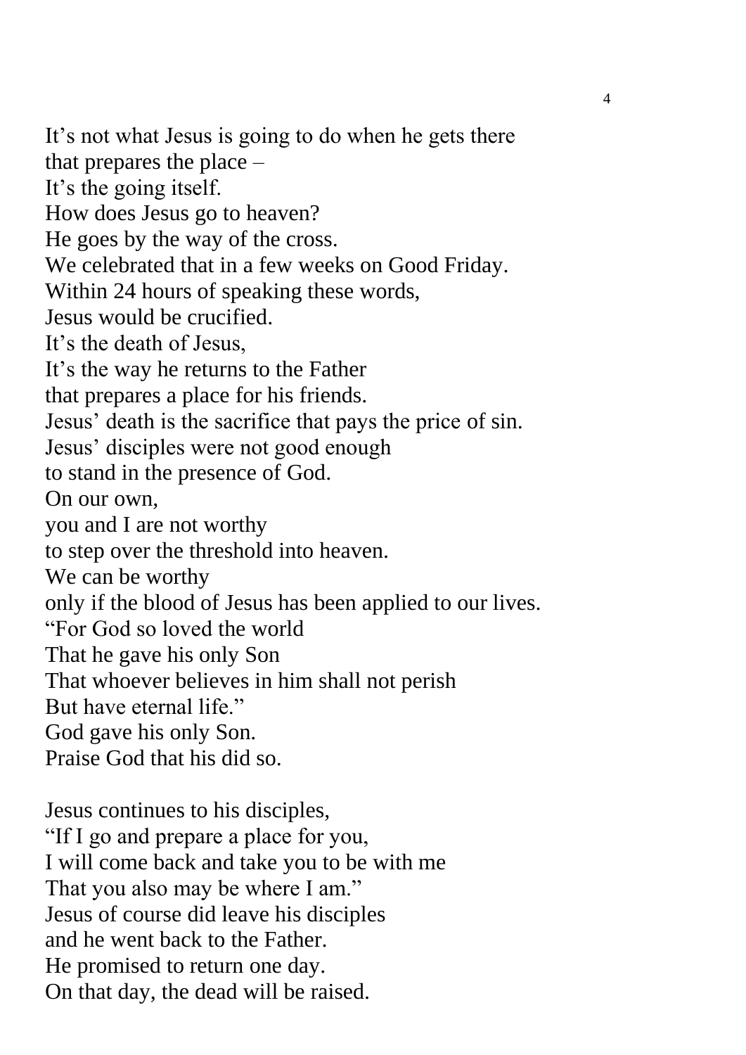It’s not what Jesus is going to do when he gets there
that prepares the place –
It’s the going itself.
How does Jesus go to heaven?
He goes by the way of the cross.
We celebrated that in a few weeks on Good Friday.
Within 24 hours of speaking these words,
Jesus would be crucified.
It’s the death of Jesus,
It’s the way he returns to the Father
that prepares a place for his friends.
Jesus’ death is the sacrifice that pays the price of sin.
Jesus’ disciples were not good enough
to stand in the presence of God.
On our own,
you and I are not worthy
to step over the threshold into heaven.
We can be worthy
only if the blood of Jesus has been applied to our lives.
“For God so loved the world
That he gave his only Son
That whoever believes in him shall not perish
But have eternal life.”
God gave his only Son.
Praise God that his did so.

Jesus continues to his disciples,
“If I go and prepare a place for you,
I will come back and take you to be with me
That you also may be where I am.”
Jesus of course did leave his disciples
and he went back to the Father.
He promised to return one day.
On that day, the dead will be raised.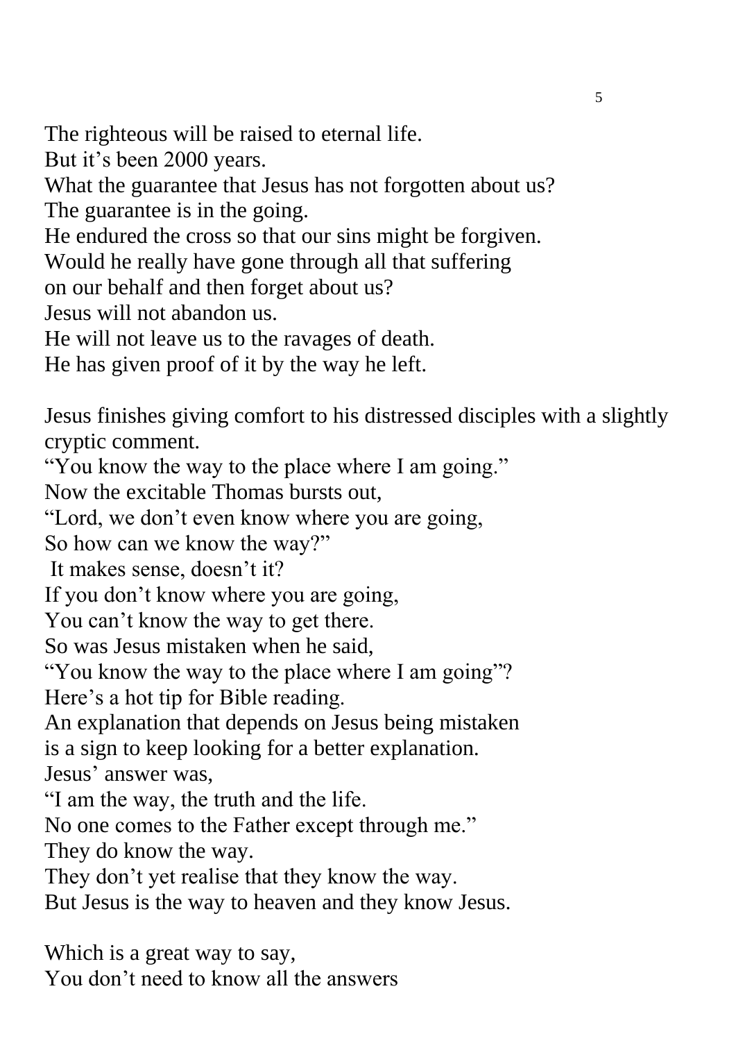The righteous will be raised to eternal life.  
But it's been 2000 years.  
What the guarantee that Jesus has not forgotten about us?  
The guarantee is in the going.  
He endured the cross so that our sins might be forgiven.  
Would he really have gone through all that suffering  
on our behalf and then forget about us?  
Jesus will not abandon us.  
He will not leave us to the ravages of death.  
He has given proof of it by the way he left.

Jesus finishes giving comfort to his distressed disciples with a slightly cryptic comment.  
"You know the way to the place where I am going."  
Now the excitable Thomas bursts out,  
"Lord, we don't even know where you are going,  
So how can we know the way?"  
It makes sense, doesn't it?  
If you don't know where you are going,  
You can't know the way to get there.  
So was Jesus mistaken when he said,  
"You know the way to the place where I am going"?  
Here's a hot tip for Bible reading.  
An explanation that depends on Jesus being mistaken  
is a sign to keep looking for a better explanation.  
Jesus' answer was,  
"I am the way, the truth and the life.  
No one comes to the Father except through me."  
They do know the way.  
They don't yet realise that they know the way.  
But Jesus is the way to heaven and they know Jesus.

Which is a great way to say,  
You don't need to know all the answers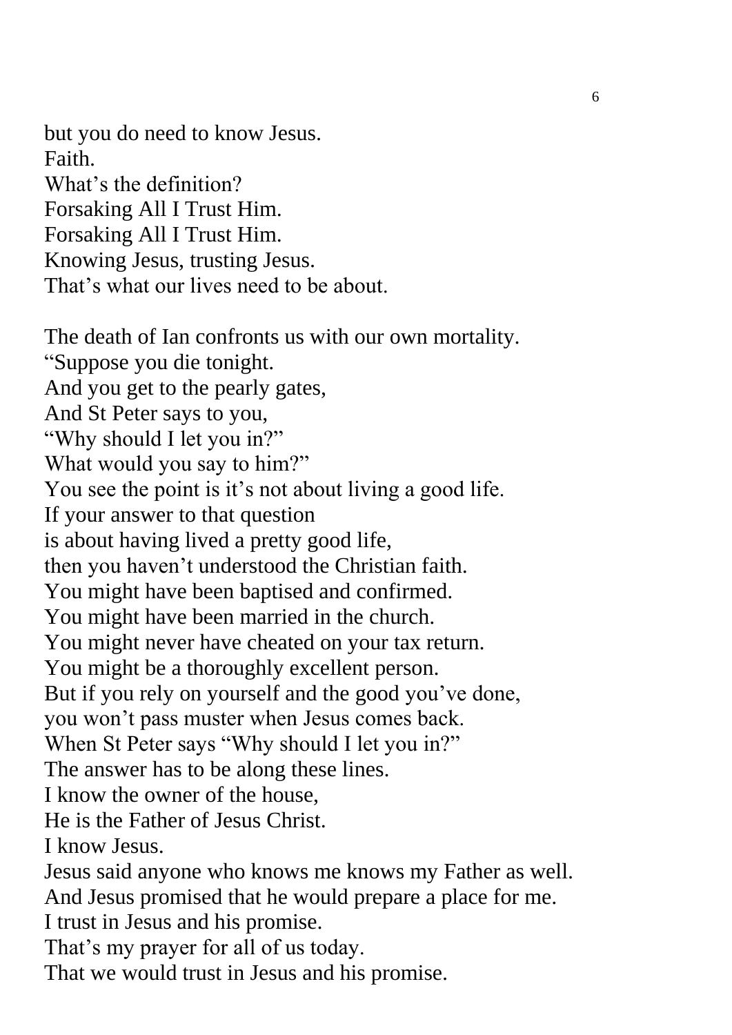but you do need to know Jesus.
Faith.
What’s the definition?
Forsaking All I Trust Him.
Forsaking All I Trust Him.
Knowing Jesus, trusting Jesus.
That’s what our lives need to be about.

The death of Ian confronts us with our own mortality.
“Suppose you die tonight.
And you get to the pearly gates,
And St Peter says to you,
“Why should I let you in?”
What would you say to him?”
You see the point is it’s not about living a good life.
If your answer to that question
is about having lived a pretty good life,
then you haven’t understood the Christian faith.
You might have been baptised and confirmed.
You might have been married in the church.
You might never have cheated on your tax return.
You might be a thoroughly excellent person.
But if you rely on yourself and the good you’ve done,
you won’t pass muster when Jesus comes back.
When St Peter says “Why should I let you in?”
The answer has to be along these lines.
I know the owner of the house,
He is the Father of Jesus Christ.
I know Jesus.
Jesus said anyone who knows me knows my Father as well.
And Jesus promised that he would prepare a place for me.
I trust in Jesus and his promise.
That’s my prayer for all of us today.
That we would trust in Jesus and his promise.